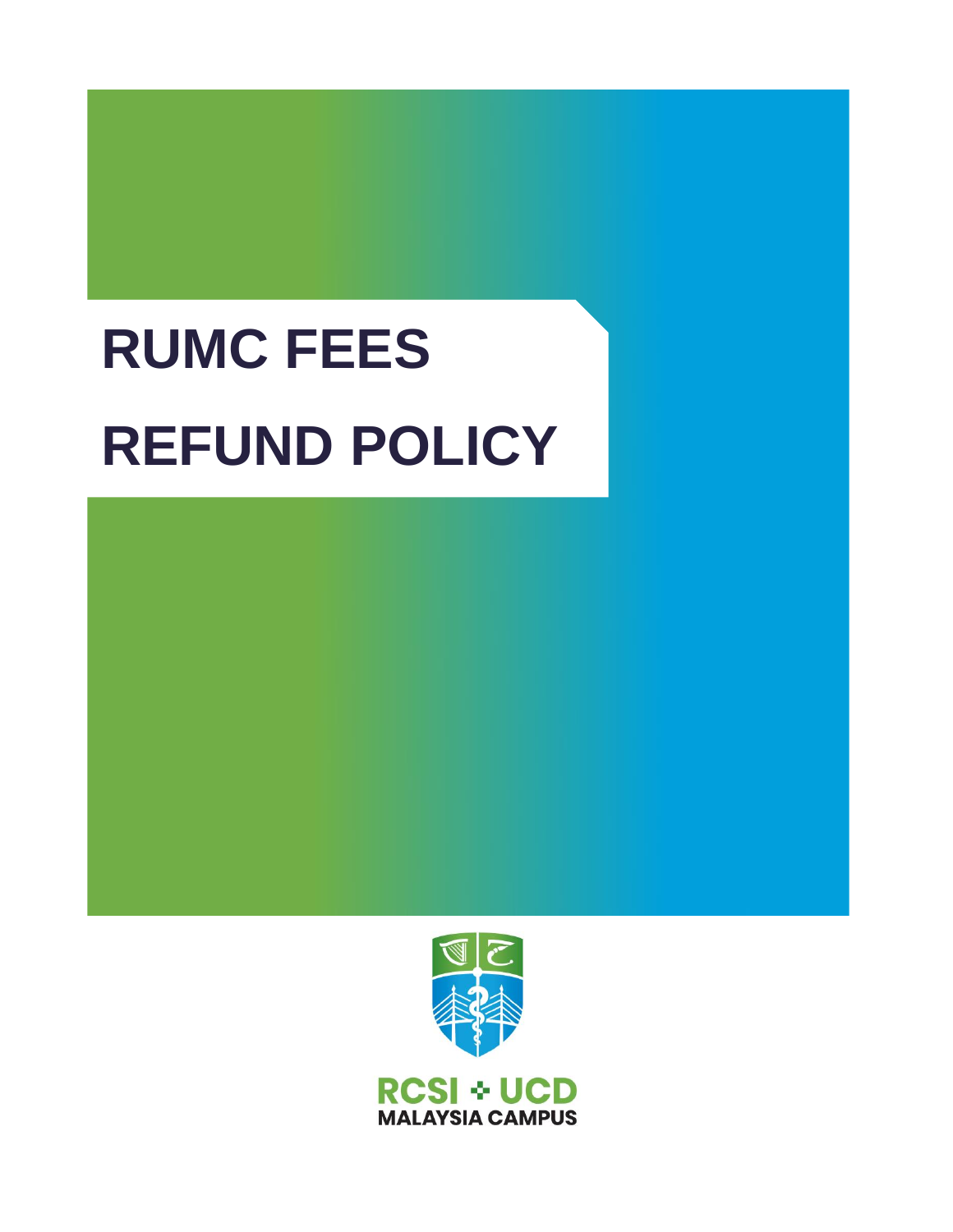# RUMC FEES

# REFUND POLICY

RCSI + UCD
MALAYSIA CAMPUS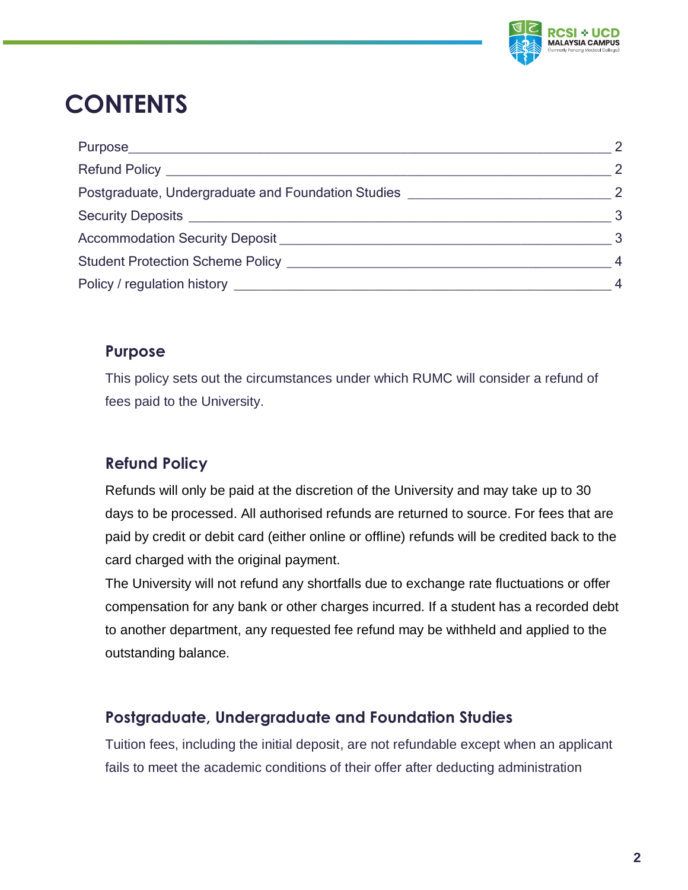# CONTENTS

| | |
|---|---|
| Purpose | 2 |
| Refund Policy | 2 |
| Postgraduate, Undergraduate and Foundation Studies | 2 |
| Security Deposits | 3 |
| Accommodation Security Deposit | 3 |
| Student Protection Scheme Policy | 4 |
| Policy / regulation history | 4 |

## Purpose

This policy sets out the circumstances under which RUMC will consider a refund of fees paid to the University.

## Refund Policy

Refunds will only be paid at the discretion of the University and may take up to 30 days to be processed. All authorised refunds are returned to source. For fees that are paid by credit or debit card (either online or offline) refunds will be credited back to the card charged with the original payment.

The University will not refund any shortfalls due to exchange rate fluctuations or offer compensation for any bank or other charges incurred. If a student has a recorded debt to another department, any requested fee refund may be withheld and applied to the outstanding balance.

## Postgraduate, Undergraduate and Foundation Studies

Tuition fees, including the initial deposit, are not refundable except when an applicant fails to meet the academic conditions of their offer after deducting administration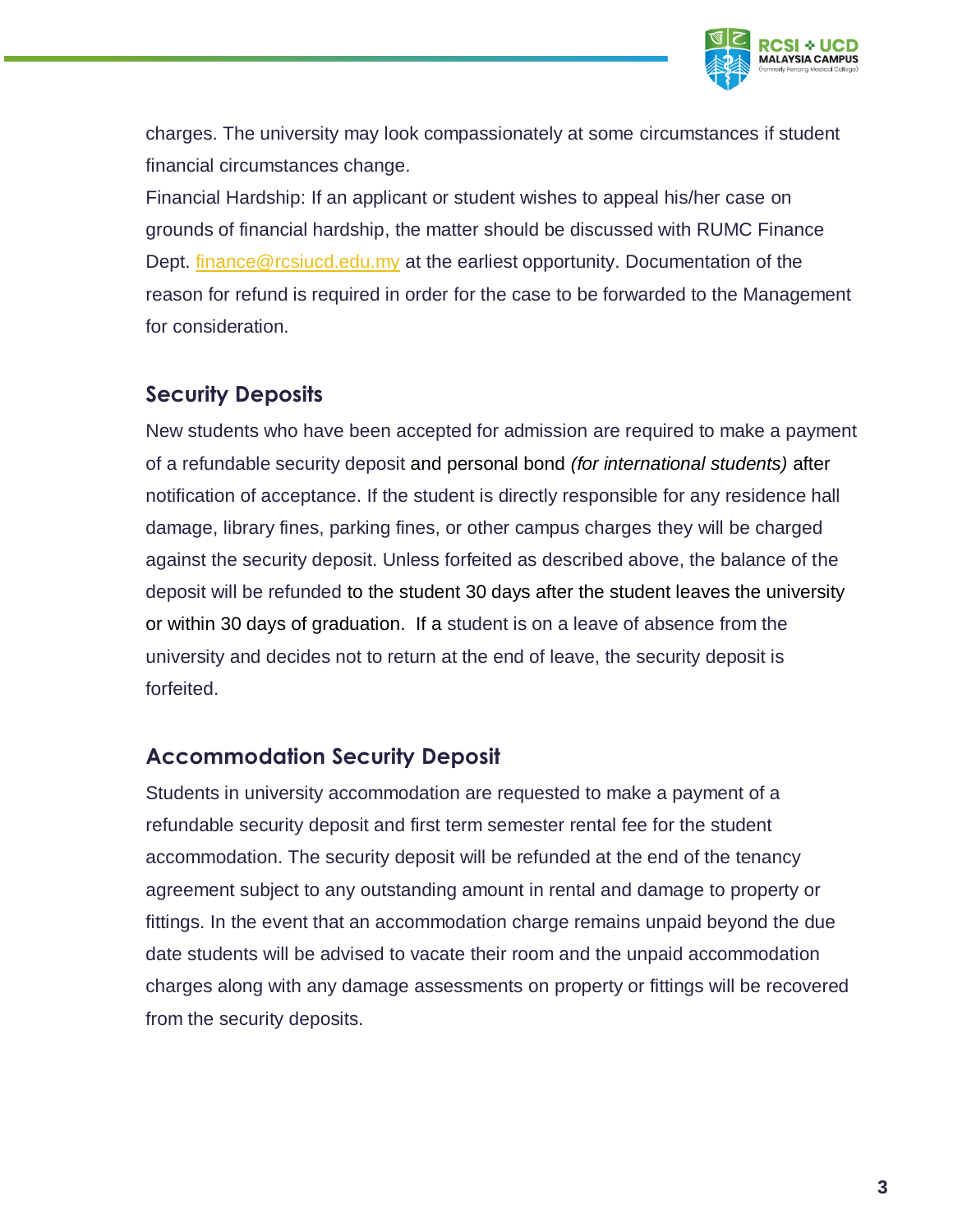charges. The university may look compassionately at some circumstances if student financial circumstances change.

Financial Hardship: If an applicant or student wishes to appeal his/her case on grounds of financial hardship, the matter should be discussed with RUMC Finance Dept. finance@rcsiucd.edu.my at the earliest opportunity. Documentation of the reason for refund is required in order for the case to be forwarded to the Management for consideration.

## Security Deposits

New students who have been accepted for admission are required to make a payment of a refundable security deposit and personal bond *(for international students)* after notification of acceptance. If the student is directly responsible for any residence hall damage, library fines, parking fines, or other campus charges they will be charged against the security deposit. Unless forfeited as described above, the balance of the deposit will be refunded to the student 30 days after the student leaves the university or within 30 days of graduation. If a student is on a leave of absence from the university and decides not to return at the end of leave, the security deposit is forfeited.

## Accommodation Security Deposit

Students in university accommodation are requested to make a payment of a refundable security deposit and first term semester rental fee for the student accommodation. The security deposit will be refunded at the end of the tenancy agreement subject to any outstanding amount in rental and damage to property or fittings. In the event that an accommodation charge remains unpaid beyond the due date students will be advised to vacate their room and the unpaid accommodation charges along with any damage assessments on property or fittings will be recovered from the security deposits.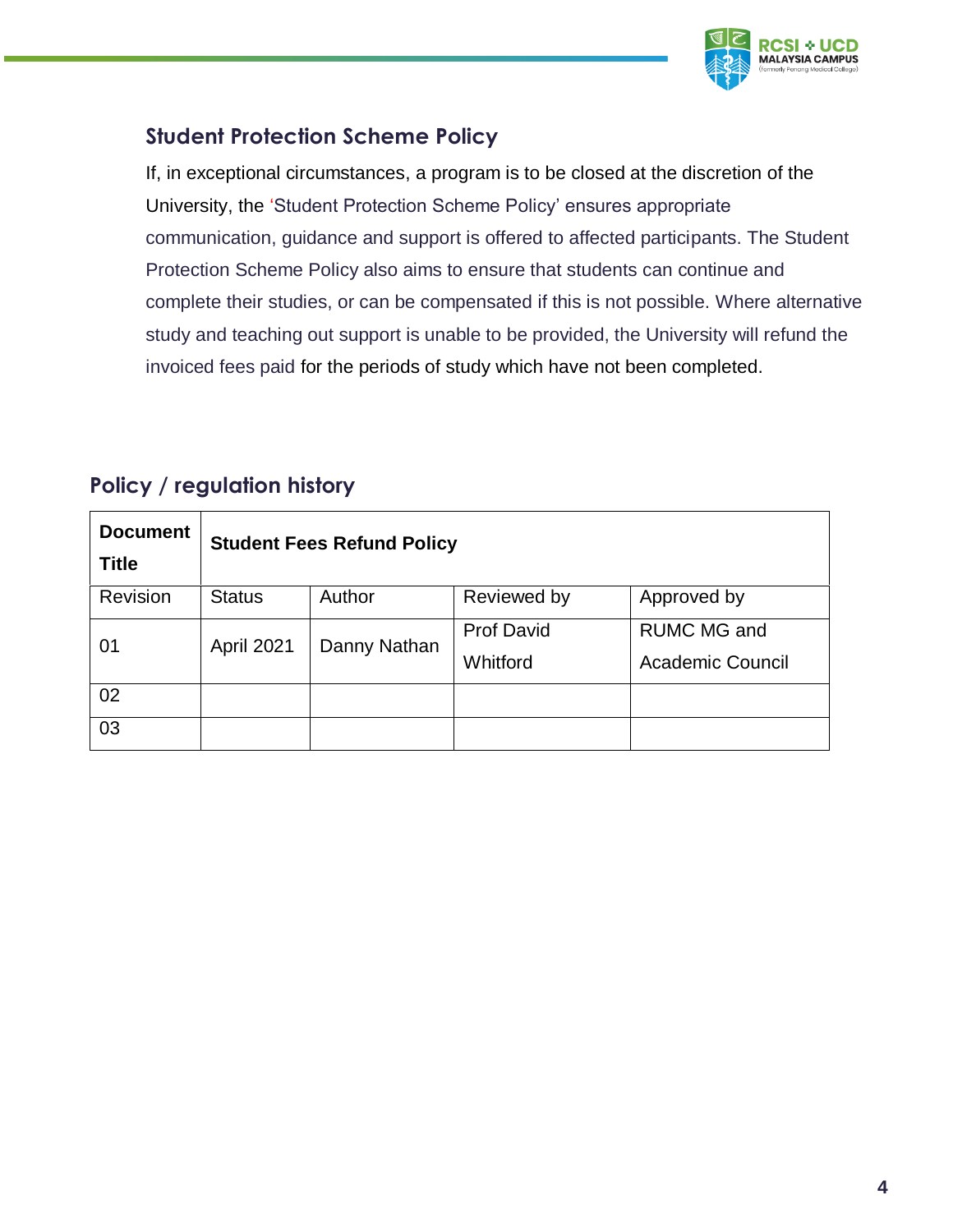## Student Protection Scheme Policy

If, in exceptional circumstances, a program is to be closed at the discretion of the University, the 'Student Protection Scheme Policy' ensures appropriate communication, guidance and support is offered to affected participants. The Student Protection Scheme Policy also aims to ensure that students can continue and complete their studies, or can be compensated if this is not possible. Where alternative study and teaching out support is unable to be provided, the University will refund the invoiced fees paid for the periods of study which have not been completed.

## Policy / regulation history

| **Document Title** | **Student Fees Refund Policy** | | | |
|---|---|---|---|---|
| Revision | Status | Author | Reviewed by | Approved by |
| 01 | April 2021 | Danny Nathan | Prof David Whitford | RUMC MG and Academic Council |
| 02 | | | | |
| 03 | | | | |